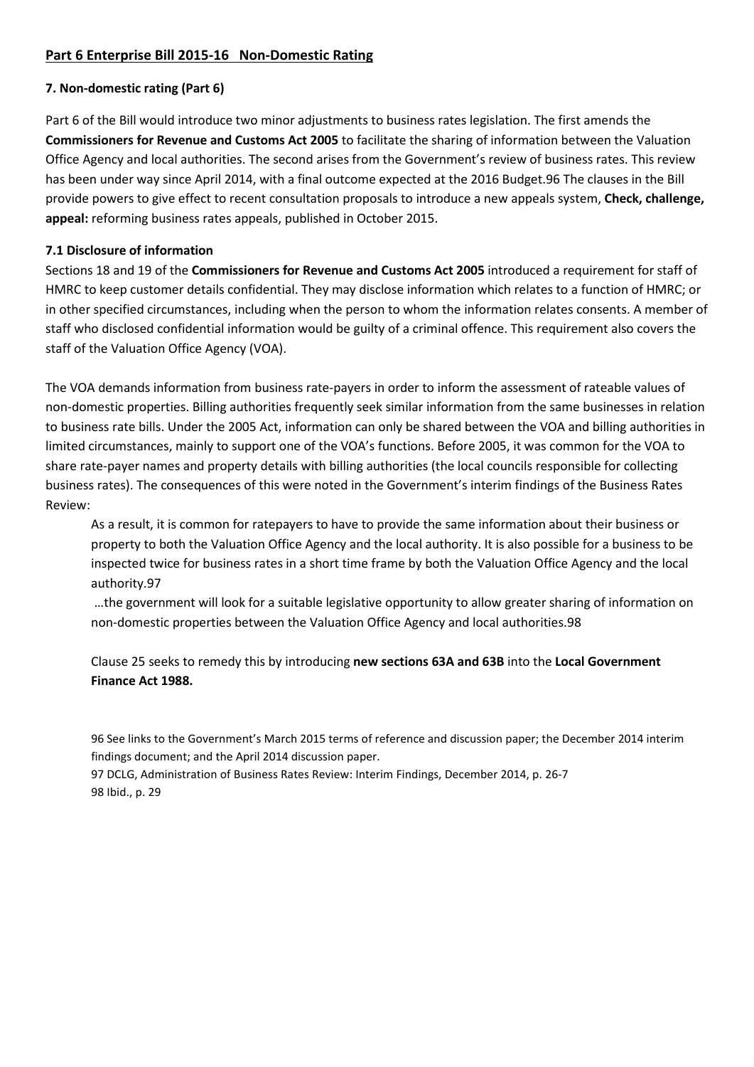## Part 6 Enterprise Bill 2015-16 Non-Domestic Rating

### 7. Non-domestic rating (Part 6)

Part 6 of the Bill would introduce two minor adjustments to business rates legislation. The first amends the **Commissioners for Revenue and Customs Act 2005** to facilitate the sharing of information between the Valuation Office Agency and local authorities. The second arises from the Government's review of business rates. This review has been under way since April 2014, with a final outcome expected at the 2016 Budget.[96] The clauses in the Bill provide powers to give effect to recent consultation proposals to introduce a new appeals system, **Check, challenge, appeal:** reforming business rates appeals, published in October 2015.

### 7.1 Disclosure of information

Sections 18 and 19 of the **Commissioners for Revenue and Customs Act 2005** introduced a requirement for staff of HMRC to keep customer details confidential. They may disclose information which relates to a function of HMRC; or in other specified circumstances, including when the person to whom the information relates consents. A member of staff who disclosed confidential information would be guilty of a criminal offence. This requirement also covers the staff of the Valuation Office Agency (VOA).

The VOA demands information from business rate-payers in order to inform the assessment of rateable values of non-domestic properties. Billing authorities frequently seek similar information from the same businesses in relation to business rate bills. Under the 2005 Act, information can only be shared between the VOA and billing authorities in limited circumstances, mainly to support one of the VOA's functions. Before 2005, it was common for the VOA to share rate-payer names and property details with billing authorities (the local councils responsible for collecting business rates). The consequences of this were noted in the Government's interim findings of the Business Rates Review:

> As a result, it is common for ratepayers to have to provide the same information about their business or property to both the Valuation Office Agency and the local authority. It is also possible for a business to be inspected twice for business rates in a short time frame by both the Valuation Office Agency and the local authority.[97]
>
> …the government will look for a suitable legislative opportunity to allow greater sharing of information on non-domestic properties between the Valuation Office Agency and local authorities.[98]

Clause 25 seeks to remedy this by introducing **new sections 63A and 63B** into the **Local Government Finance Act 1988.**

---

96 See links to the Government's March 2015 terms of reference and discussion paper; the December 2014 interim findings document; and the April 2014 discussion paper.

97 DCLG, Administration of Business Rates Review: Interim Findings, December 2014, p. 26-7

98 Ibid., p. 29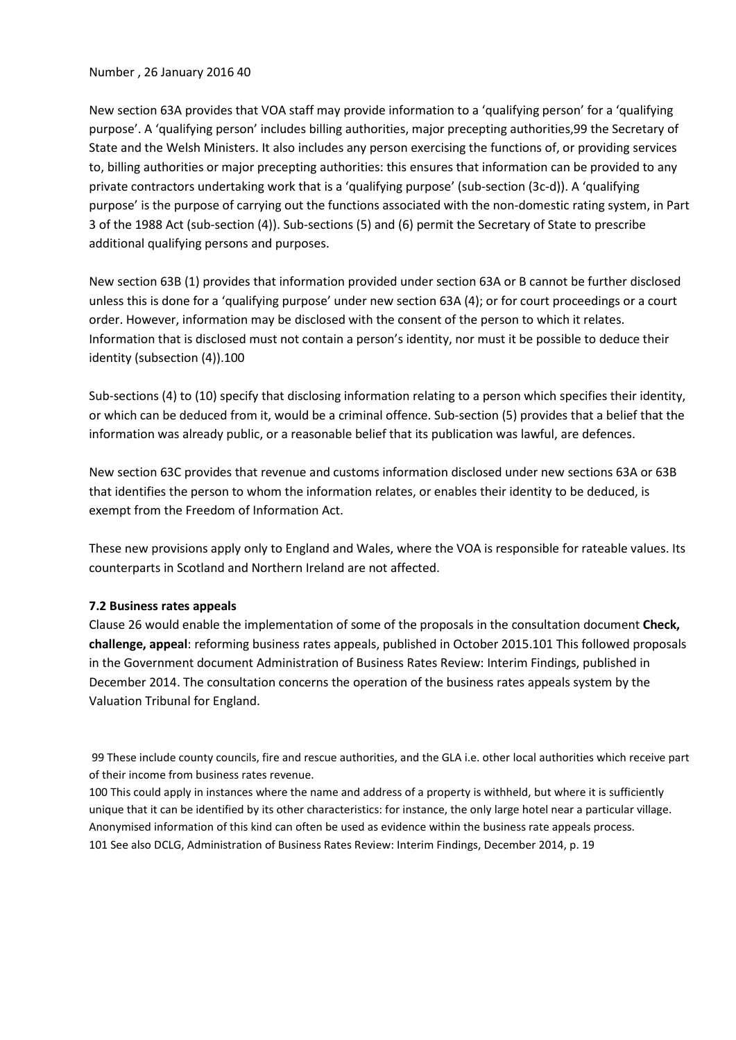New section 63A provides that VOA staff may provide information to a 'qualifying person' for a 'qualifying purpose'. A 'qualifying person' includes billing authorities, major precepting authorities,[99] the Secretary of State and the Welsh Ministers. It also includes any person exercising the functions of, or providing services to, billing authorities or major precepting authorities: this ensures that information can be provided to any private contractors undertaking work that is a 'qualifying purpose' (sub-section (3c-d)). A 'qualifying purpose' is the purpose of carrying out the functions associated with the non-domestic rating system, in Part 3 of the 1988 Act (sub-section (4)). Sub-sections (5) and (6) permit the Secretary of State to prescribe additional qualifying persons and purposes.

New section 63B (1) provides that information provided under section 63A or B cannot be further disclosed unless this is done for a 'qualifying purpose' under new section 63A (4); or for court proceedings or a court order. However, information may be disclosed with the consent of the person to which it relates. Information that is disclosed must not contain a person's identity, nor must it be possible to deduce their identity (subsection (4)).[100]

Sub-sections (4) to (10) specify that disclosing information relating to a person which specifies their identity, or which can be deduced from it, would be a criminal offence. Sub-section (5) provides that a belief that the information was already public, or a reasonable belief that its publication was lawful, are defences.

New section 63C provides that revenue and customs information disclosed under new sections 63A or 63B that identifies the person to whom the information relates, or enables their identity to be deduced, is exempt from the Freedom of Information Act.

These new provisions apply only to England and Wales, where the VOA is responsible for rateable values. Its counterparts in Scotland and Northern Ireland are not affected.

### 7.2 Business rates appeals

Clause 26 would enable the implementation of some of the proposals in the consultation document **Check, challenge, appeal**: reforming business rates appeals, published in October 2015.[101] This followed proposals in the Government document Administration of Business Rates Review: Interim Findings, published in December 2014. The consultation concerns the operation of the business rates appeals system by the Valuation Tribunal for England.

[99] These include county councils, fire and rescue authorities, and the GLA i.e. other local authorities which receive part of their income from business rates revenue.

[100] This could apply in instances where the name and address of a property is withheld, but where it is sufficiently unique that it can be identified by its other characteristics: for instance, the only large hotel near a particular village. Anonymised information of this kind can often be used as evidence within the business rate appeals process.

[101] See also DCLG, Administration of Business Rates Review: Interim Findings, December 2014, p. 19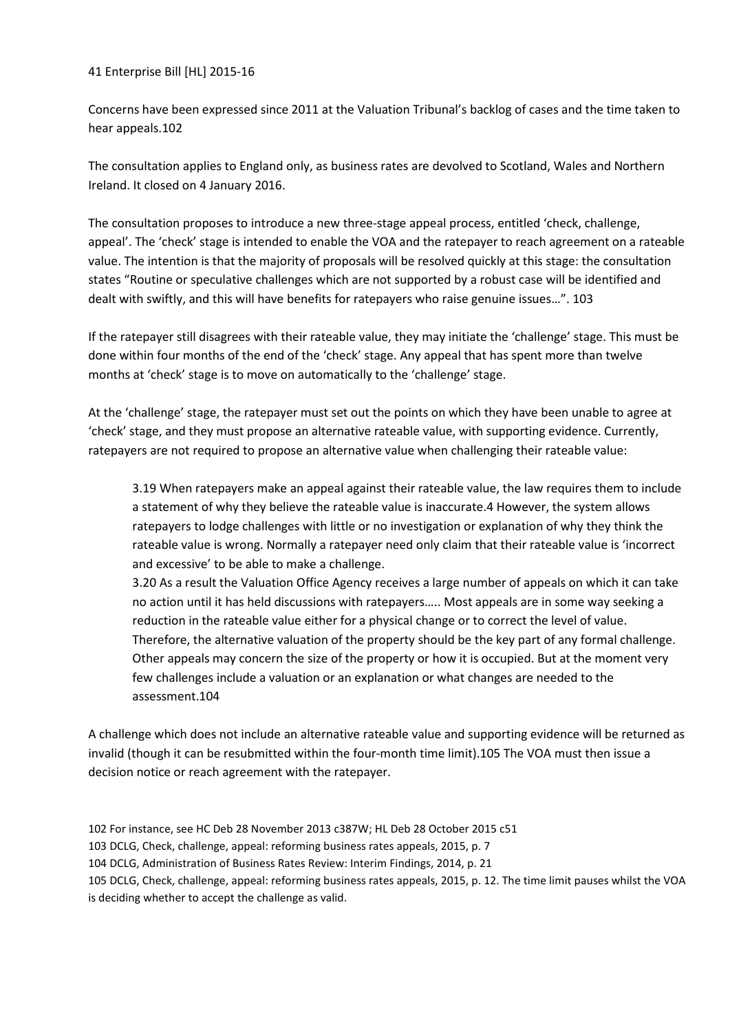Concerns have been expressed since 2011 at the Valuation Tribunal's backlog of cases and the time taken to hear appeals.[102]

The consultation applies to England only, as business rates are devolved to Scotland, Wales and Northern Ireland. It closed on 4 January 2016.

The consultation proposes to introduce a new three-stage appeal process, entitled 'check, challenge, appeal'. The 'check' stage is intended to enable the VOA and the ratepayer to reach agreement on a rateable value. The intention is that the majority of proposals will be resolved quickly at this stage: the consultation states "Routine or speculative challenges which are not supported by a robust case will be identified and dealt with swiftly, and this will have benefits for ratepayers who raise genuine issues…". [103]

If the ratepayer still disagrees with their rateable value, they may initiate the 'challenge' stage. This must be done within four months of the end of the 'check' stage. Any appeal that has spent more than twelve months at 'check' stage is to move on automatically to the 'challenge' stage.

At the 'challenge' stage, the ratepayer must set out the points on which they have been unable to agree at 'check' stage, and they must propose an alternative rateable value, with supporting evidence. Currently, ratepayers are not required to propose an alternative value when challenging their rateable value:

> 3.19 When ratepayers make an appeal against their rateable value, the law requires them to include a statement of why they believe the rateable value is inaccurate.4 However, the system allows ratepayers to lodge challenges with little or no investigation or explanation of why they think the rateable value is wrong. Normally a ratepayer need only claim that their rateable value is 'incorrect and excessive' to be able to make a challenge.
>
> 3.20 As a result the Valuation Office Agency receives a large number of appeals on which it can take no action until it has held discussions with ratepayers….. Most appeals are in some way seeking a reduction in the rateable value either for a physical change or to correct the level of value. Therefore, the alternative valuation of the property should be the key part of any formal challenge. Other appeals may concern the size of the property or how it is occupied. But at the moment very few challenges include a valuation or an explanation or what changes are needed to the assessment.[104]

A challenge which does not include an alternative rateable value and supporting evidence will be returned as invalid (though it can be resubmitted within the four-month time limit).[105] The VOA must then issue a decision notice or reach agreement with the ratepayer.

102 For instance, see HC Deb 28 November 2013 c387W; HL Deb 28 October 2015 c51

103 DCLG, Check, challenge, appeal: reforming business rates appeals, 2015, p. 7

104 DCLG, Administration of Business Rates Review: Interim Findings, 2014, p. 21

105 DCLG, Check, challenge, appeal: reforming business rates appeals, 2015, p. 12. The time limit pauses whilst the VOA is deciding whether to accept the challenge as valid.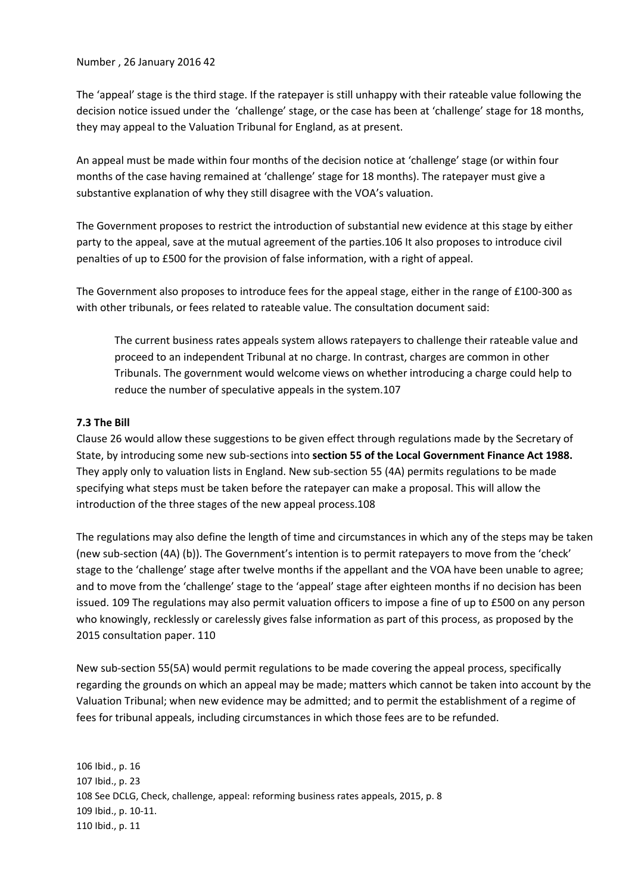The 'appeal' stage is the third stage. If the ratepayer is still unhappy with their rateable value following the decision notice issued under the 'challenge' stage, or the case has been at 'challenge' stage for 18 months, they may appeal to the Valuation Tribunal for England, as at present.

An appeal must be made within four months of the decision notice at 'challenge' stage (or within four months of the case having remained at 'challenge' stage for 18 months). The ratepayer must give a substantive explanation of why they still disagree with the VOA's valuation.

The Government proposes to restrict the introduction of substantial new evidence at this stage by either party to the appeal, save at the mutual agreement of the parties.[106] It also proposes to introduce civil penalties of up to £500 for the provision of false information, with a right of appeal.

The Government also proposes to introduce fees for the appeal stage, either in the range of £100-300 as with other tribunals, or fees related to rateable value. The consultation document said:

> The current business rates appeals system allows ratepayers to challenge their rateable value and proceed to an independent Tribunal at no charge. In contrast, charges are common in other Tribunals. The government would welcome views on whether introducing a charge could help to reduce the number of speculative appeals in the system.[107]

### 7.3 The Bill

Clause 26 would allow these suggestions to be given effect through regulations made by the Secretary of State, by introducing some new sub-sections into **section 55 of the Local Government Finance Act 1988.** They apply only to valuation lists in England. New sub-section 55 (4A) permits regulations to be made specifying what steps must be taken before the ratepayer can make a proposal. This will allow the introduction of the three stages of the new appeal process.[108]

The regulations may also define the length of time and circumstances in which any of the steps may be taken (new sub-section (4A) (b)). The Government's intention is to permit ratepayers to move from the 'check' stage to the 'challenge' stage after twelve months if the appellant and the VOA have been unable to agree; and to move from the 'challenge' stage to the 'appeal' stage after eighteen months if no decision has been issued.[109] The regulations may also permit valuation officers to impose a fine of up to £500 on any person who knowingly, recklessly or carelessly gives false information as part of this process, as proposed by the 2015 consultation paper.[110]

New sub-section 55(5A) would permit regulations to be made covering the appeal process, specifically regarding the grounds on which an appeal may be made; matters which cannot be taken into account by the Valuation Tribunal; when new evidence may be admitted; and to permit the establishment of a regime of fees for tribunal appeals, including circumstances in which those fees are to be refunded.

106 Ibid., p. 16
107 Ibid., p. 23
108 See DCLG, Check, challenge, appeal: reforming business rates appeals, 2015, p. 8
109 Ibid., p. 10-11.
110 Ibid., p. 11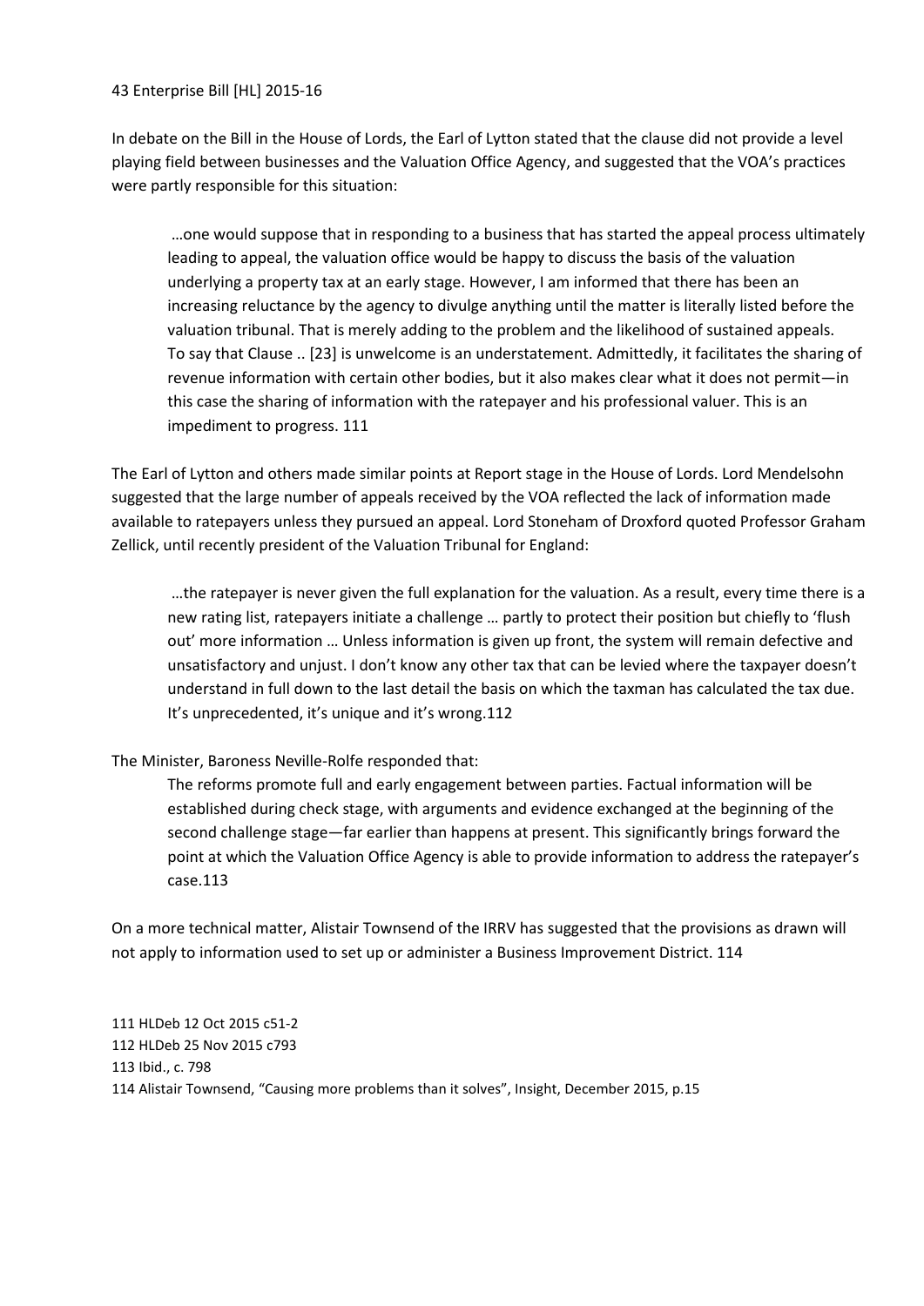43 Enterprise Bill [HL] 2015-16

In debate on the Bill in the House of Lords, the Earl of Lytton stated that the clause did not provide a level playing field between businesses and the Valuation Office Agency, and suggested that the VOA's practices were partly responsible for this situation:

> …one would suppose that in responding to a business that has started the appeal process ultimately leading to appeal, the valuation office would be happy to discuss the basis of the valuation underlying a property tax at an early stage. However, I am informed that there has been an increasing reluctance by the agency to divulge anything until the matter is literally listed before the valuation tribunal. That is merely adding to the problem and the likelihood of sustained appeals. To say that Clause .. [23] is unwelcome is an understatement. Admittedly, it facilitates the sharing of revenue information with certain other bodies, but it also makes clear what it does not permit—in this case the sharing of information with the ratepayer and his professional valuer. This is an impediment to progress. 111

The Earl of Lytton and others made similar points at Report stage in the House of Lords. Lord Mendelsohn suggested that the large number of appeals received by the VOA reflected the lack of information made available to ratepayers unless they pursued an appeal. Lord Stoneham of Droxford quoted Professor Graham Zellick, until recently president of the Valuation Tribunal for England:

> …the ratepayer is never given the full explanation for the valuation. As a result, every time there is a new rating list, ratepayers initiate a challenge … partly to protect their position but chiefly to 'flush out' more information … Unless information is given up front, the system will remain defective and unsatisfactory and unjust. I don't know any other tax that can be levied where the taxpayer doesn't understand in full down to the last detail the basis on which the taxman has calculated the tax due. It's unprecedented, it's unique and it's wrong.112

The Minister, Baroness Neville-Rolfe responded that:

> The reforms promote full and early engagement between parties. Factual information will be established during check stage, with arguments and evidence exchanged at the beginning of the second challenge stage—far earlier than happens at present. This significantly brings forward the point at which the Valuation Office Agency is able to provide information to address the ratepayer's case.113

On a more technical matter, Alistair Townsend of the IRRV has suggested that the provisions as drawn will not apply to information used to set up or administer a Business Improvement District. 114

111 HLDeb 12 Oct 2015 c51-2
112 HLDeb 25 Nov 2015 c793
113 Ibid., c. 798
114 Alistair Townsend, "Causing more problems than it solves", Insight, December 2015, p.15